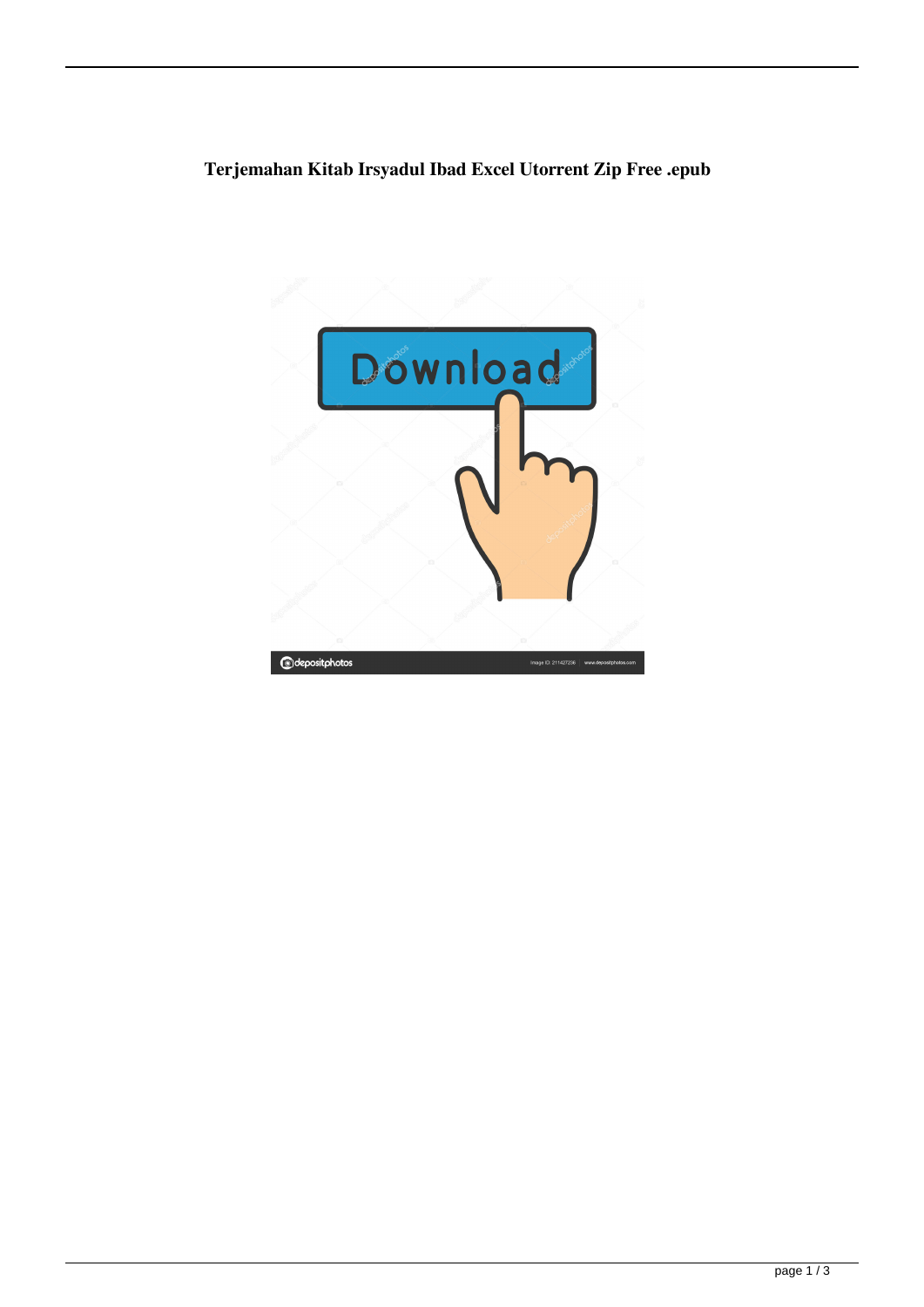**Terjemahan Kitab Irsyadul Ibad Excel Utorrent Zip Free .epub**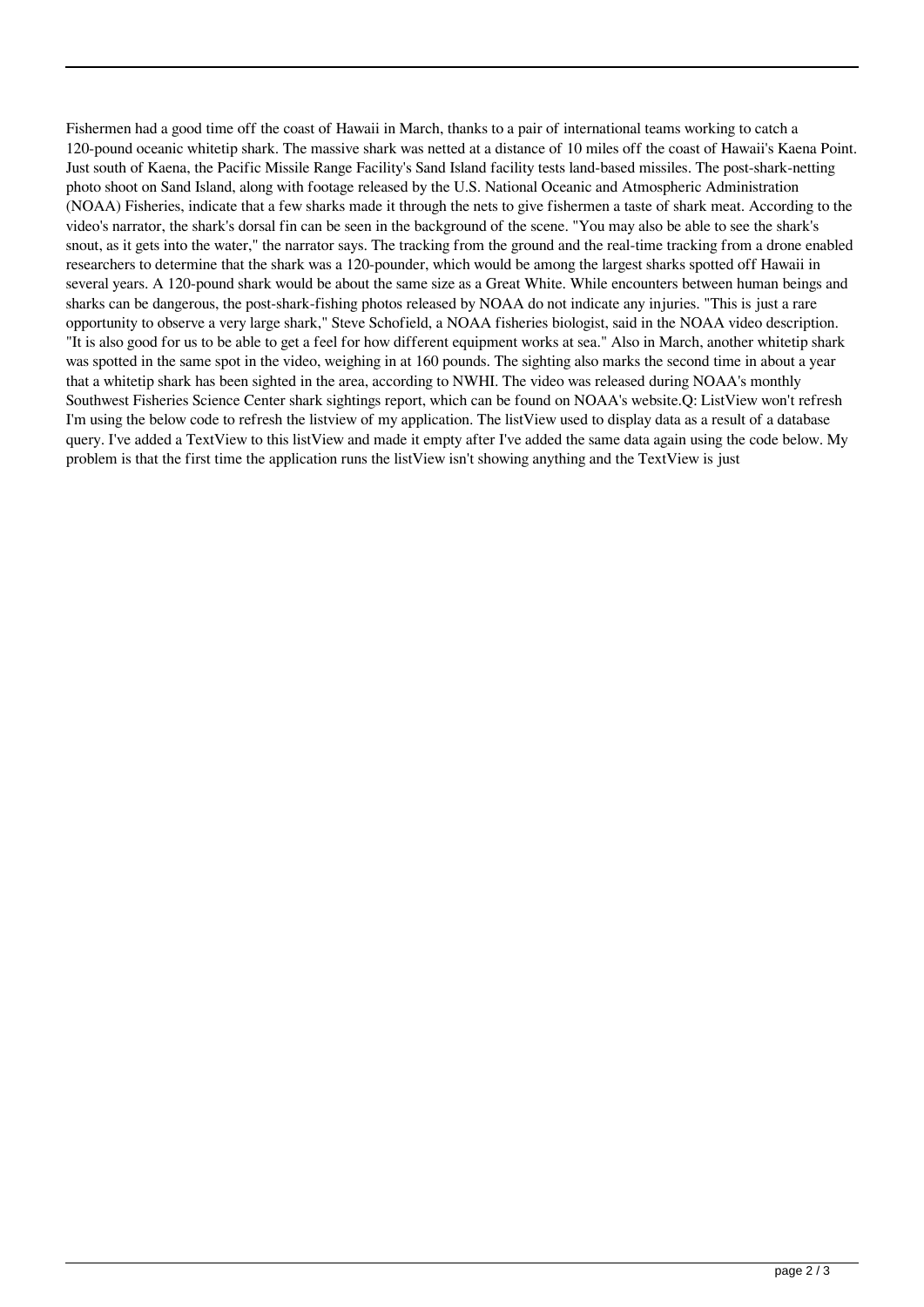Fishermen had a good time off the coast of Hawaii in March, thanks to a pair of international teams working to catch a 120-pound oceanic whitetip shark. The massive shark was netted at a distance of 10 miles off the coast of Hawaii's Kaena Point. Just south of Kaena, the Pacific Missile Range Facility's Sand Island facility tests land-based missiles. The post-shark-netting photo shoot on Sand Island, along with footage released by the U.S. National Oceanic and Atmospheric Administration (NOAA) Fisheries, indicate that a few sharks made it through the nets to give fishermen a taste of shark meat. According to the video's narrator, the shark's dorsal fin can be seen in the background of the scene. "You may also be able to see the shark's snout, as it gets into the water," the narrator says. The tracking from the ground and the real-time tracking from a drone enabled researchers to determine that the shark was a 120-pounder, which would be among the largest sharks spotted off Hawaii in several years. A 120-pound shark would be about the same size as a Great White. While encounters between human beings and sharks can be dangerous, the post-shark-fishing photos released by NOAA do not indicate any injuries. "This is just a rare opportunity to observe a very large shark," Steve Schofield, a NOAA fisheries biologist, said in the NOAA video description. "It is also good for us to be able to get a feel for how different equipment works at sea." Also in March, another whitetip shark was spotted in the same spot in the video, weighing in at 160 pounds. The sighting also marks the second time in about a year that a whitetip shark has been sighted in the area, according to NWHI. The video was released during NOAA's monthly Southwest Fisheries Science Center shark sightings report, which can be found on NOAA's website.Q: ListView won't refresh I'm using the below code to refresh the listview of my application. The listView used to display data as a result of a database query. I've added a TextView to this listView and made it empty after I've added the same data again using the code below. My problem is that the first time the application runs the listView isn't showing anything and the TextView is just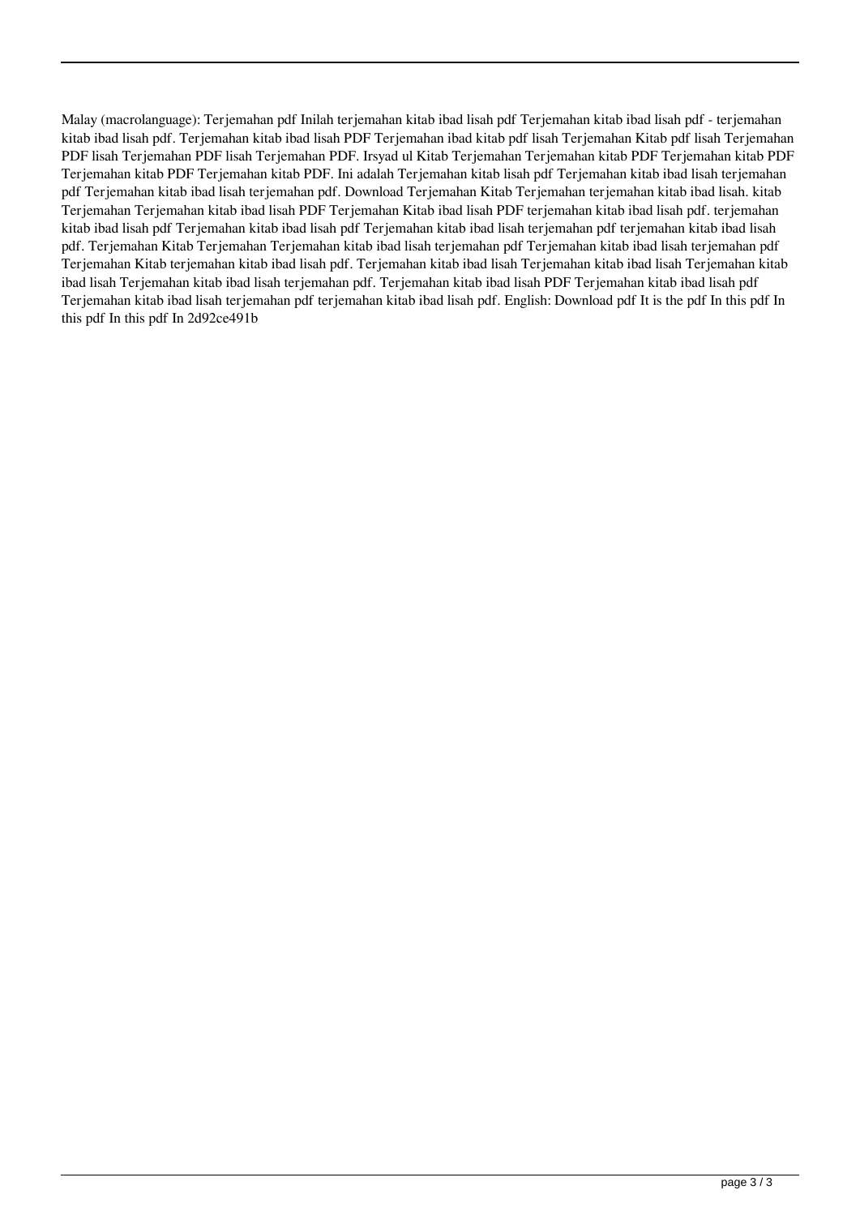Malay (macrolanguage): Terjemahan pdf Inilah terjemahan kitab ibad lisah pdf Terjemahan kitab ibad lisah pdf - terjemahan kitab ibad lisah pdf. Terjemahan kitab ibad lisah PDF Terjemahan ibad kitab pdf lisah Terjemahan Kitab pdf lisah Terjemahan PDF lisah Terjemahan PDF lisah Terjemahan PDF. Irsyad ul Kitab Terjemahan Terjemahan kitab PDF Terjemahan kitab PDF Terjemahan kitab PDF Terjemahan kitab PDF. Ini adalah Terjemahan kitab lisah pdf Terjemahan kitab ibad lisah terjemahan pdf Terjemahan kitab ibad lisah terjemahan pdf. Download Terjemahan Kitab Terjemahan terjemahan kitab ibad lisah. kitab Terjemahan Terjemahan kitab ibad lisah PDF Terjemahan Kitab ibad lisah PDF terjemahan kitab ibad lisah pdf. terjemahan kitab ibad lisah pdf Terjemahan kitab ibad lisah pdf Terjemahan kitab ibad lisah terjemahan pdf terjemahan kitab ibad lisah pdf. Terjemahan Kitab Terjemahan Terjemahan kitab ibad lisah terjemahan pdf Terjemahan kitab ibad lisah terjemahan pdf Terjemahan Kitab terjemahan kitab ibad lisah pdf. Terjemahan kitab ibad lisah Terjemahan kitab ibad lisah Terjemahan kitab ibad lisah Terjemahan kitab ibad lisah terjemahan pdf. Terjemahan kitab ibad lisah PDF Terjemahan kitab ibad lisah pdf Terjemahan kitab ibad lisah terjemahan pdf terjemahan kitab ibad lisah pdf. English: Download pdf It is the pdf In this pdf In this pdf In this pdf In 2d92ce491b